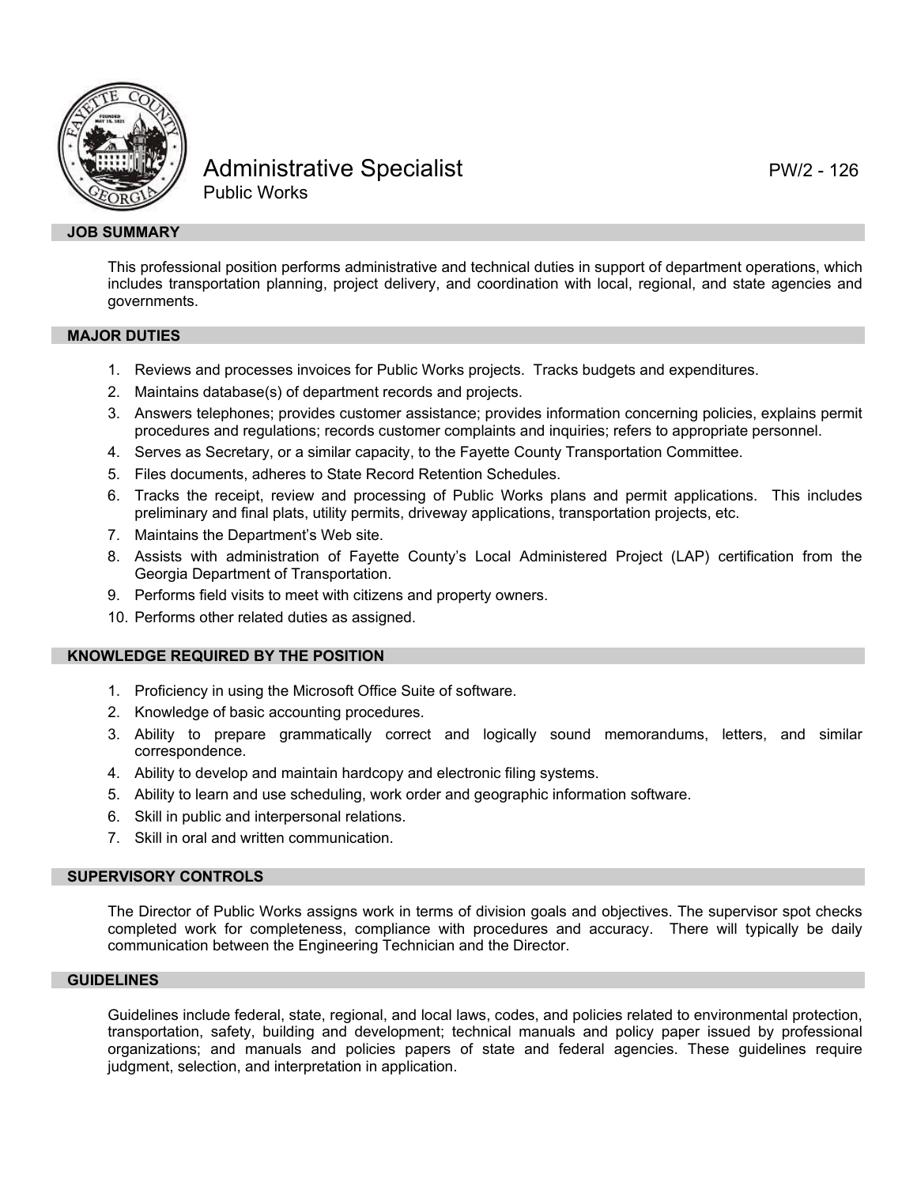# Administrative Specialist

PW/2 - 126

Public Works

## JOB SUMMARY

This professional position performs administrative and technical duties in support of department operations, which includes transportation planning, project delivery, and coordination with local, regional, and state agencies and governments.

## MAJOR DUTIES

1. Reviews and processes invoices for Public Works projects. Tracks budgets and expenditures.
2. Maintains database(s) of department records and projects.
3. Answers telephones; provides customer assistance; provides information concerning policies, explains permit procedures and regulations; records customer complaints and inquiries; refers to appropriate personnel.
4. Serves as Secretary, or a similar capacity, to the Fayette County Transportation Committee.
5. Files documents, adheres to State Record Retention Schedules.
6. Tracks the receipt, review and processing of Public Works plans and permit applications. This includes preliminary and final plats, utility permits, driveway applications, transportation projects, etc.
7. Maintains the Department's Web site.
8. Assists with administration of Fayette County's Local Administered Project (LAP) certification from the Georgia Department of Transportation.
9. Performs field visits to meet with citizens and property owners.
10. Performs other related duties as assigned.

## KNOWLEDGE REQUIRED BY THE POSITION

1. Proficiency in using the Microsoft Office Suite of software.
2. Knowledge of basic accounting procedures.
3. Ability to prepare grammatically correct and logically sound memorandums, letters, and similar correspondence.
4. Ability to develop and maintain hardcopy and electronic filing systems.
5. Ability to learn and use scheduling, work order and geographic information software.
6. Skill in public and interpersonal relations.
7. Skill in oral and written communication.

## SUPERVISORY CONTROLS

The Director of Public Works assigns work in terms of division goals and objectives. The supervisor spot checks completed work for completeness, compliance with procedures and accuracy. There will typically be daily communication between the Engineering Technician and the Director.

## GUIDELINES

Guidelines include federal, state, regional, and local laws, codes, and policies related to environmental protection, transportation, safety, building and development; technical manuals and policy paper issued by professional organizations; and manuals and policies papers of state and federal agencies. These guidelines require judgment, selection, and interpretation in application.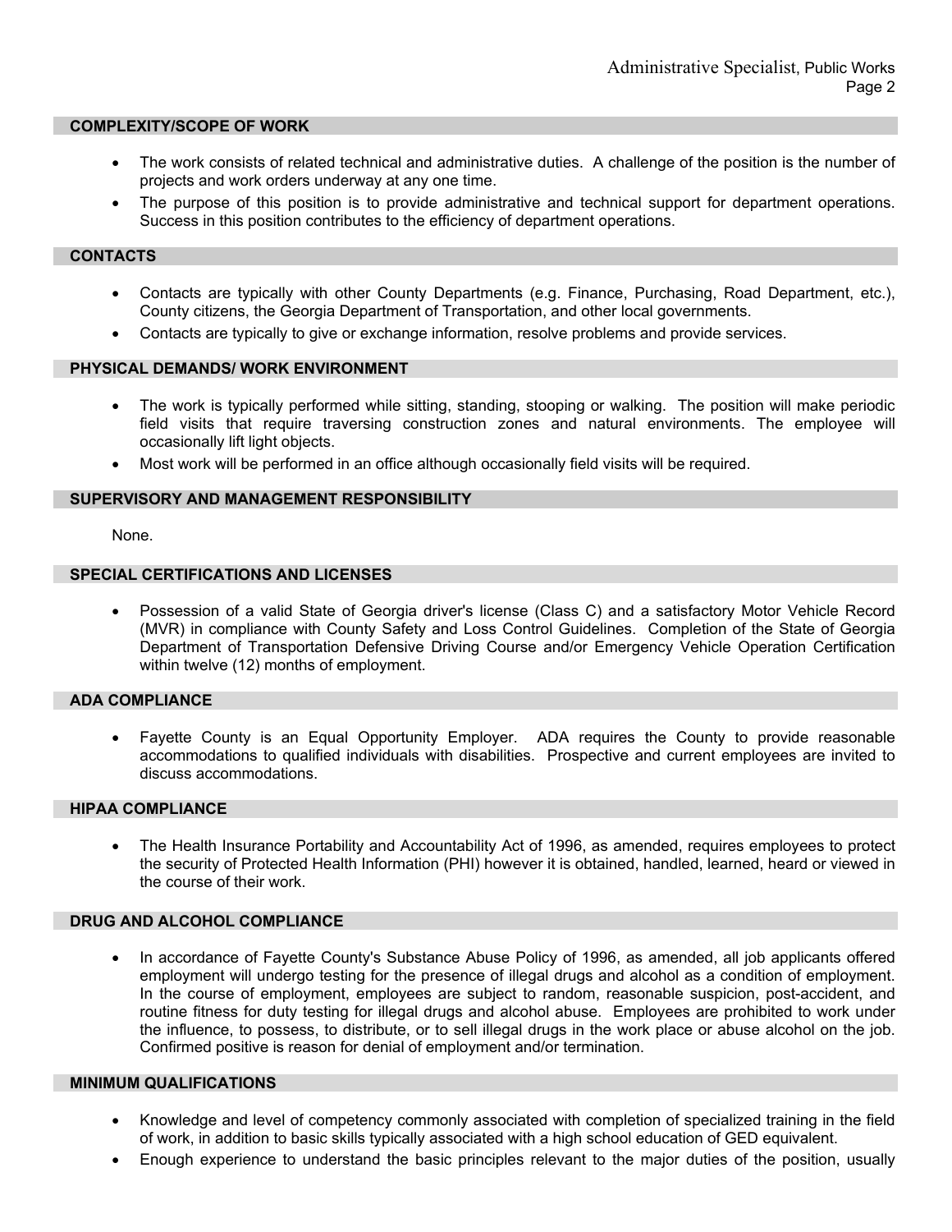## COMPLEXITY/SCOPE OF WORK

- The work consists of related technical and administrative duties. A challenge of the position is the number of projects and work orders underway at any one time.
- The purpose of this position is to provide administrative and technical support for department operations. Success in this position contributes to the efficiency of department operations.

## CONTACTS

- Contacts are typically with other County Departments (e.g. Finance, Purchasing, Road Department, etc.), County citizens, the Georgia Department of Transportation, and other local governments.
- Contacts are typically to give or exchange information, resolve problems and provide services.

## PHYSICAL DEMANDS/ WORK ENVIRONMENT

- The work is typically performed while sitting, standing, stooping or walking. The position will make periodic field visits that require traversing construction zones and natural environments. The employee will occasionally lift light objects.
- Most work will be performed in an office although occasionally field visits will be required.

## SUPERVISORY AND MANAGEMENT RESPONSIBILITY

None.

## SPECIAL CERTIFICATIONS AND LICENSES

- Possession of a valid State of Georgia driver's license (Class C) and a satisfactory Motor Vehicle Record (MVR) in compliance with County Safety and Loss Control Guidelines. Completion of the State of Georgia Department of Transportation Defensive Driving Course and/or Emergency Vehicle Operation Certification within twelve (12) months of employment.

## ADA COMPLIANCE

- Fayette County is an Equal Opportunity Employer. ADA requires the County to provide reasonable accommodations to qualified individuals with disabilities. Prospective and current employees are invited to discuss accommodations.

## HIPAA COMPLIANCE

- The Health Insurance Portability and Accountability Act of 1996, as amended, requires employees to protect the security of Protected Health Information (PHI) however it is obtained, handled, learned, heard or viewed in the course of their work.

## DRUG AND ALCOHOL COMPLIANCE

- In accordance of Fayette County's Substance Abuse Policy of 1996, as amended, all job applicants offered employment will undergo testing for the presence of illegal drugs and alcohol as a condition of employment. In the course of employment, employees are subject to random, reasonable suspicion, post-accident, and routine fitness for duty testing for illegal drugs and alcohol abuse. Employees are prohibited to work under the influence, to possess, to distribute, or to sell illegal drugs in the work place or abuse alcohol on the job. Confirmed positive is reason for denial of employment and/or termination.

## MINIMUM QUALIFICATIONS

- Knowledge and level of competency commonly associated with completion of specialized training in the field of work, in addition to basic skills typically associated with a high school education of GED equivalent.
- Enough experience to understand the basic principles relevant to the major duties of the position, usually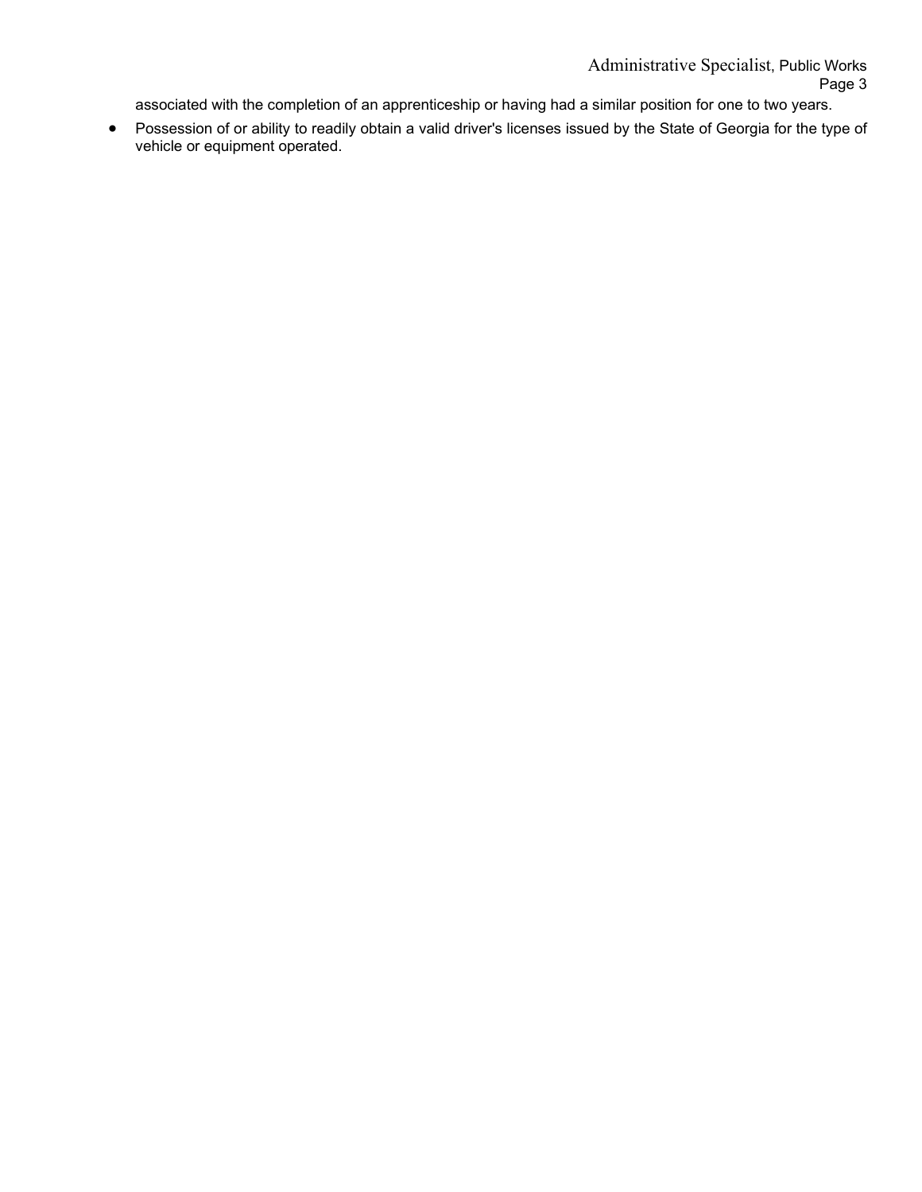associated with the completion of an apprenticeship or having had a similar position for one to two years.

- Possession of or ability to readily obtain a valid driver's licenses issued by the State of Georgia for the type of vehicle or equipment operated.